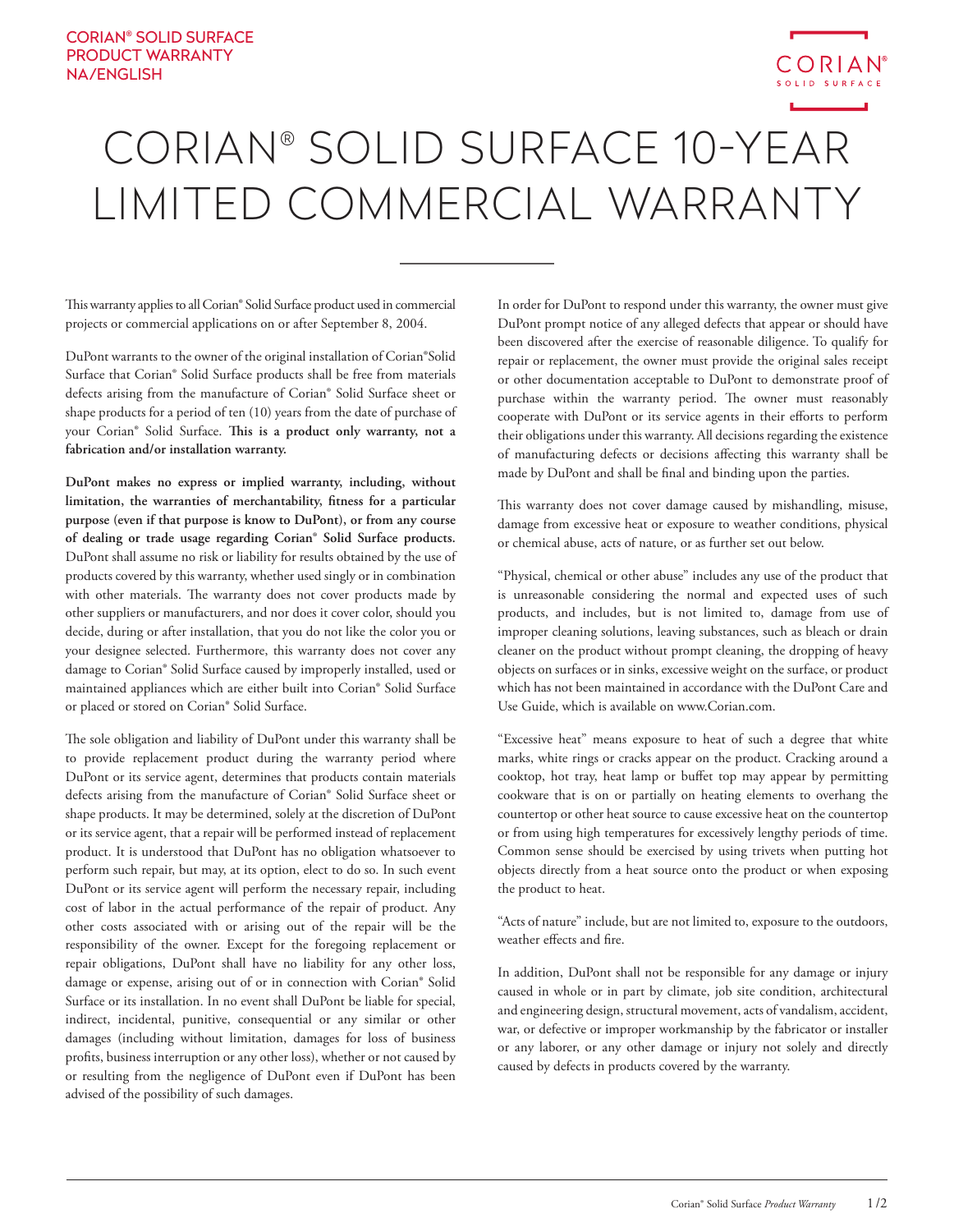CORIAN® SOLID SURFACE
PRODUCT WARRANTY
NA/ENGLISH

# CORIAN® SOLID SURFACE 10-YEAR LIMITED COMMERCIAL WARRANTY

This warranty applies to all Corian® Solid Surface product used in commercial projects or commercial applications on or after September 8, 2004.

DuPont warrants to the owner of the original installation of Corian®Solid Surface that Corian® Solid Surface products shall be free from materials defects arising from the manufacture of Corian® Solid Surface sheet or shape products for a period of ten (10) years from the date of purchase of your Corian® Solid Surface. **This is a product only warranty, not a fabrication and/or installation warranty.**

**DuPont makes no express or implied warranty, including, without limitation, the warranties of merchantability, fitness for a particular purpose (even if that purpose is know to DuPont), or from any course of dealing or trade usage regarding Corian® Solid Surface products.** DuPont shall assume no risk or liability for results obtained by the use of products covered by this warranty, whether used singly or in combination with other materials. The warranty does not cover products made by other suppliers or manufacturers, and nor does it cover color, should you decide, during or after installation, that you do not like the color you or your designee selected. Furthermore, this warranty does not cover any damage to Corian® Solid Surface caused by improperly installed, used or maintained appliances which are either built into Corian® Solid Surface or placed or stored on Corian® Solid Surface.

The sole obligation and liability of DuPont under this warranty shall be to provide replacement product during the warranty period where DuPont or its service agent, determines that products contain materials defects arising from the manufacture of Corian® Solid Surface sheet or shape products. It may be determined, solely at the discretion of DuPont or its service agent, that a repair will be performed instead of replacement product. It is understood that DuPont has no obligation whatsoever to perform such repair, but may, at its option, elect to do so. In such event DuPont or its service agent will perform the necessary repair, including cost of labor in the actual performance of the repair of product. Any other costs associated with or arising out of the repair will be the responsibility of the owner. Except for the foregoing replacement or repair obligations, DuPont shall have no liability for any other loss, damage or expense, arising out of or in connection with Corian® Solid Surface or its installation. In no event shall DuPont be liable for special, indirect, incidental, punitive, consequential or any similar or other damages (including without limitation, damages for loss of business profits, business interruption or any other loss), whether or not caused by or resulting from the negligence of DuPont even if DuPont has been advised of the possibility of such damages.

In order for DuPont to respond under this warranty, the owner must give DuPont prompt notice of any alleged defects that appear or should have been discovered after the exercise of reasonable diligence. To qualify for repair or replacement, the owner must provide the original sales receipt or other documentation acceptable to DuPont to demonstrate proof of purchase within the warranty period. The owner must reasonably cooperate with DuPont or its service agents in their efforts to perform their obligations under this warranty. All decisions regarding the existence of manufacturing defects or decisions affecting this warranty shall be made by DuPont and shall be final and binding upon the parties.

This warranty does not cover damage caused by mishandling, misuse, damage from excessive heat or exposure to weather conditions, physical or chemical abuse, acts of nature, or as further set out below.

"Physical, chemical or other abuse" includes any use of the product that is unreasonable considering the normal and expected uses of such products, and includes, but is not limited to, damage from use of improper cleaning solutions, leaving substances, such as bleach or drain cleaner on the product without prompt cleaning, the dropping of heavy objects on surfaces or in sinks, excessive weight on the surface, or product which has not been maintained in accordance with the DuPont Care and Use Guide, which is available on www.Corian.com.

"Excessive heat" means exposure to heat of such a degree that white marks, white rings or cracks appear on the product. Cracking around a cooktop, hot tray, heat lamp or buffet top may appear by permitting cookware that is on or partially on heating elements to overhang the countertop or other heat source to cause excessive heat on the countertop or from using high temperatures for excessively lengthy periods of time. Common sense should be exercised by using trivets when putting hot objects directly from a heat source onto the product or when exposing the product to heat.

"Acts of nature" include, but are not limited to, exposure to the outdoors, weather effects and fire.

In addition, DuPont shall not be responsible for any damage or injury caused in whole or in part by climate, job site condition, architectural and engineering design, structural movement, acts of vandalism, accident, war, or defective or improper workmanship by the fabricator or installer or any laborer, or any other damage or injury not solely and directly caused by defects in products covered by the warranty.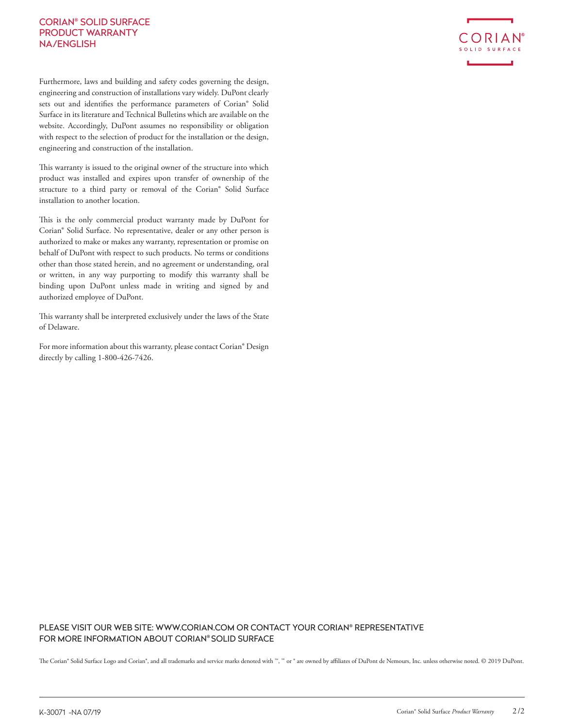Furthermore, laws and building and safety codes governing the design, engineering and construction of installations vary widely. DuPont clearly sets out and identifies the performance parameters of Corian® Solid Surface in its literature and Technical Bulletins which are available on the website. Accordingly, DuPont assumes no responsibility or obligation with respect to the selection of product for the installation or the design, engineering and construction of the installation.

This warranty is issued to the original owner of the structure into which product was installed and expires upon transfer of ownership of the structure to a third party or removal of the Corian® Solid Surface installation to another location.

This is the only commercial product warranty made by DuPont for Corian® Solid Surface. No representative, dealer or any other person is authorized to make or makes any warranty, representation or promise on behalf of DuPont with respect to such products. No terms or conditions other than those stated herein, and no agreement or understanding, oral or written, in any way purporting to modify this warranty shall be binding upon DuPont unless made in writing and signed by and authorized employee of DuPont.

This warranty shall be interpreted exclusively under the laws of the State of Delaware.

For more information about this warranty, please contact Corian® Design directly by calling 1-800-426-7426.

**PLEASE VISIT OUR WEB SITE: WWW.CORIAN.COM OR CONTACT YOUR CORIAN® REPRESENTATIVE FOR MORE INFORMATION ABOUT CORIAN® SOLID SURFACE**

The Corian® Solid Surface Logo and Corian®, and all trademarks and service marks denoted with ™, ℠ or ® are owned by affiliates of DuPont de Nemours, Inc. unless otherwise noted. © 2019 DuPont.

K-30071 -NA 07/19